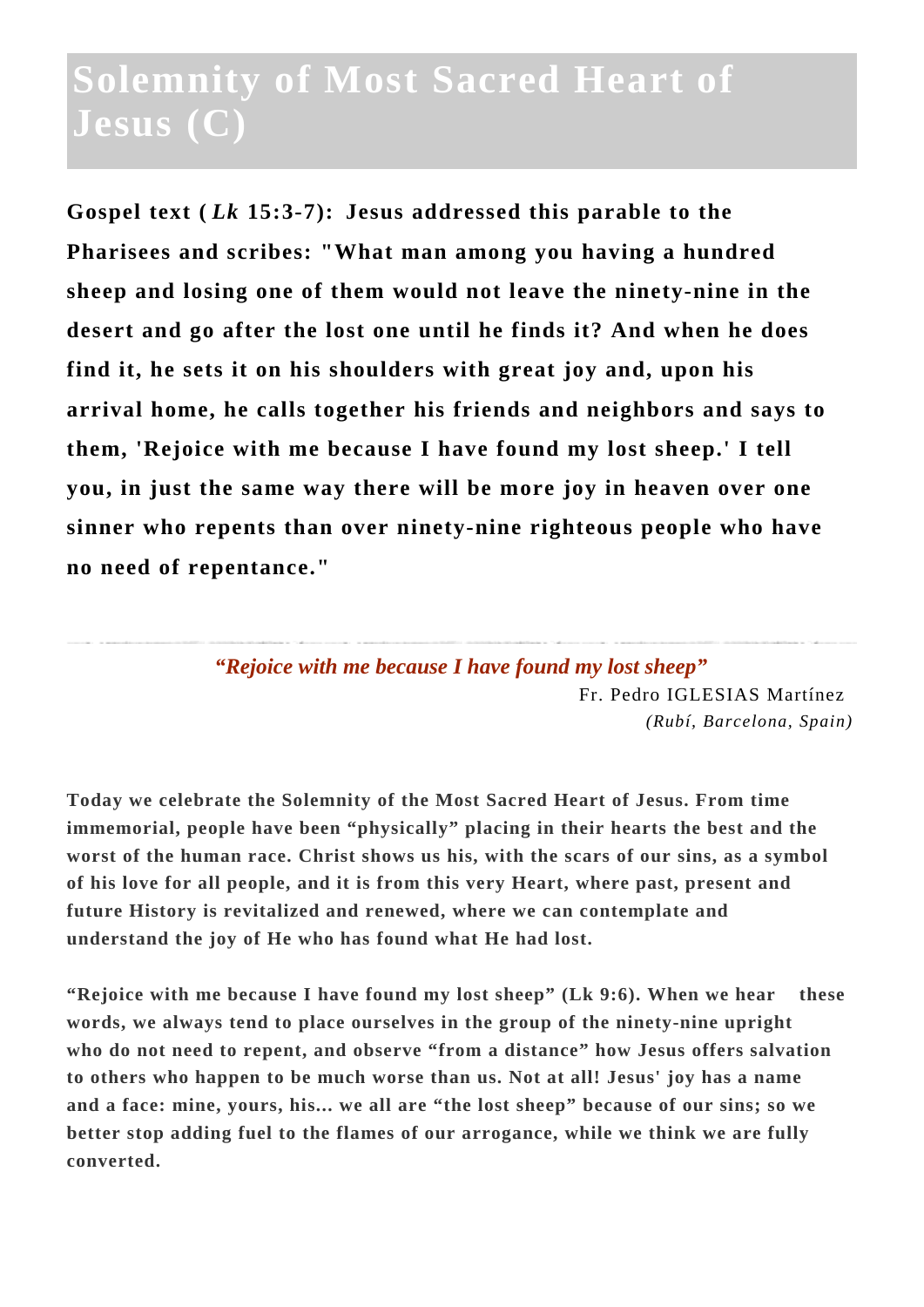# Solemnity of Most Sacred Heart of Jesus (C)

**Gospel text (*Lk* 15:3-7): Jesus addressed this parable to the Pharisees and scribes: "What man among you having a hundred sheep and losing one of them would not leave the ninety-nine in the desert and go after the lost one until he finds it? And when he does find it, he sets it on his shoulders with great joy and, upon his arrival home, he calls together his friends and neighbors and says to them, 'Rejoice with me because I have found my lost sheep.' I tell you, in just the same way there will be more joy in heaven over one sinner who repents than over ninety-nine righteous people who have no need of repentance."**

---

*“Rejoice with me because I have found my lost sheep”*

Fr. Pedro IGLESIAS Martínez
*(Rubí, Barcelona, Spain)*

**Today we celebrate the Solemnity of the Most Sacred Heart of Jesus. From time immemorial, people have been “physically” placing in their hearts the best and the worst of the human race. Christ shows us his, with the scars of our sins, as a symbol of his love for all people, and it is from this very Heart, where past, present and future History is revitalized and renewed, where we can contemplate and understand the joy of He who has found what He had lost.**

**“Rejoice with me because I have found my lost sheep” (Lk 9:6). When we hear these words, we always tend to place ourselves in the group of the ninety-nine upright who do not need to repent, and observe “from a distance” how Jesus offers salvation to others who happen to be much worse than us. Not at all! Jesus' joy has a name and a face: mine, yours, his... we all are “the lost sheep” because of our sins; so we better stop adding fuel to the flames of our arrogance, while we think we are fully converted.**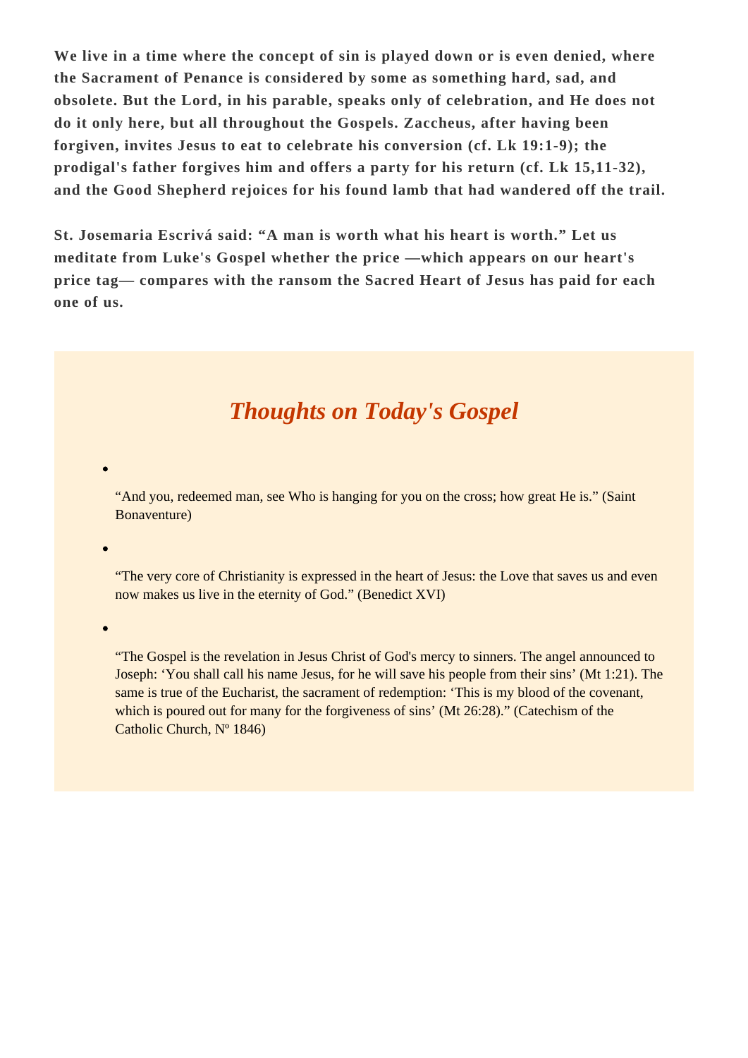**We live in a time where the concept of sin is played down or is even denied, where the Sacrament of Penance is considered by some as something hard, sad, and obsolete. But the Lord, in his parable, speaks only of celebration, and He does not do it only here, but all throughout the Gospels. Zaccheus, after having been forgiven, invites Jesus to eat to celebrate his conversion (cf. Lk 19:1-9); the prodigal's father forgives him and offers a party for his return (cf. Lk 15,11-32), and the Good Shepherd rejoices for his found lamb that had wandered off the trail.**

**St. Josemaria Escrivá said: "A man is worth what his heart is worth." Let us meditate from Luke's Gospel whether the price —which appears on our heart's price tag— compares with the ransom the Sacred Heart of Jesus has paid for each one of us.**

## *Thoughts on Today's Gospel*

- "And you, redeemed man, see Who is hanging for you on the cross; how great He is." (Saint Bonaventure)

- "The very core of Christianity is expressed in the heart of Jesus: the Love that saves us and even now makes us live in the eternity of God." (Benedict XVI)

- "The Gospel is the revelation in Jesus Christ of God's mercy to sinners. The angel announced to Joseph: 'You shall call his name Jesus, for he will save his people from their sins' (Mt 1:21). The same is true of the Eucharist, the sacrament of redemption: 'This is my blood of the covenant, which is poured out for many for the forgiveness of sins' (Mt 26:28)." (Catechism of the Catholic Church, Nº 1846)